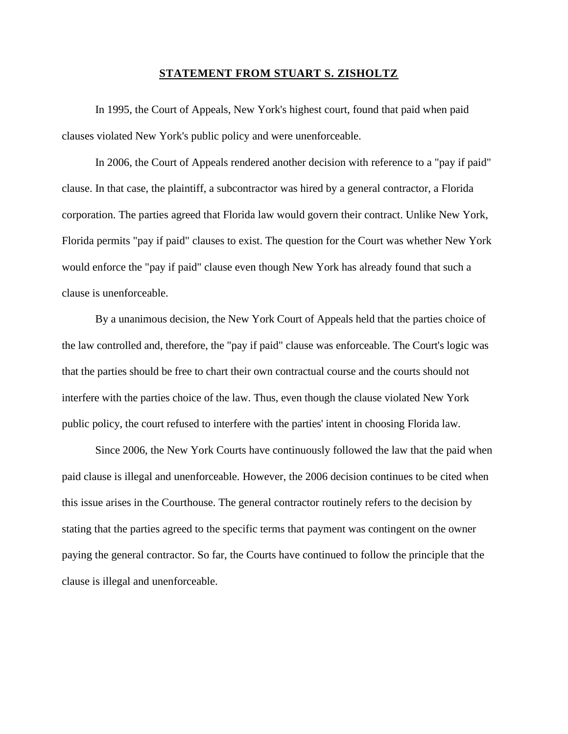**STATEMENT FROM STUART S. ZISHOLTZ**

In 1995, the Court of Appeals, New York's highest court, found that paid when paid clauses violated New York's public policy and were unenforceable.

In 2006, the Court of Appeals rendered another decision with reference to a "pay if paid" clause. In that case, the plaintiff, a subcontractor was hired by a general contractor, a Florida corporation. The parties agreed that Florida law would govern their contract. Unlike New York, Florida permits "pay if paid" clauses to exist. The question for the Court was whether New York would enforce the "pay if paid" clause even though New York has already found that such a clause is unenforceable.

By a unanimous decision, the New York Court of Appeals held that the parties choice of the law controlled and, therefore, the "pay if paid" clause was enforceable. The Court's logic was that the parties should be free to chart their own contractual course and the courts should not interfere with the parties choice of the law. Thus, even though the clause violated New York public policy, the court refused to interfere with the parties' intent in choosing Florida law.

Since 2006, the New York Courts have continuously followed the law that the paid when paid clause is illegal and unenforceable. However, the 2006 decision continues to be cited when this issue arises in the Courthouse. The general contractor routinely refers to the decision by stating that the parties agreed to the specific terms that payment was contingent on the owner paying the general contractor. So far, the Courts have continued to follow the principle that the clause is illegal and unenforceable.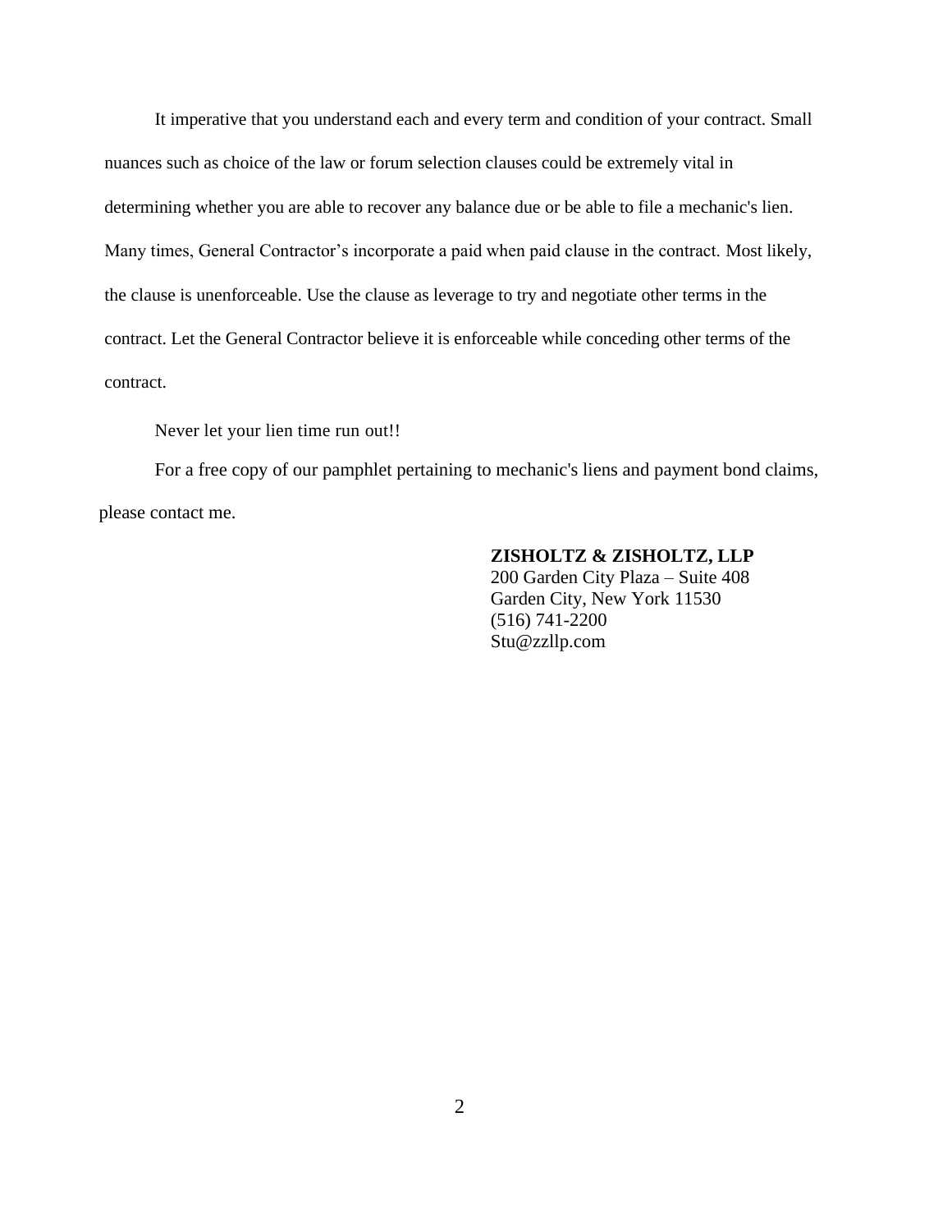It imperative that you understand each and every term and condition of your contract. Small nuances such as choice of the law or forum selection clauses could be extremely vital in determining whether you are able to recover any balance due or be able to file a mechanic's lien. Many times, General Contractor's incorporate a paid when paid clause in the contract. Most likely, the clause is unenforceable. Use the clause as leverage to try and negotiate other terms in the contract. Let the General Contractor believe it is enforceable while conceding other terms of the contract.

Never let your lien time run out!!

For a free copy of our pamphlet pertaining to mechanic's liens and payment bond claims, please contact me.

**ZISHOLTZ & ZISHOLTZ, LLP**
200 Garden City Plaza – Suite 408
Garden City, New York 11530
(516) 741-2200
Stu@zzllp.com